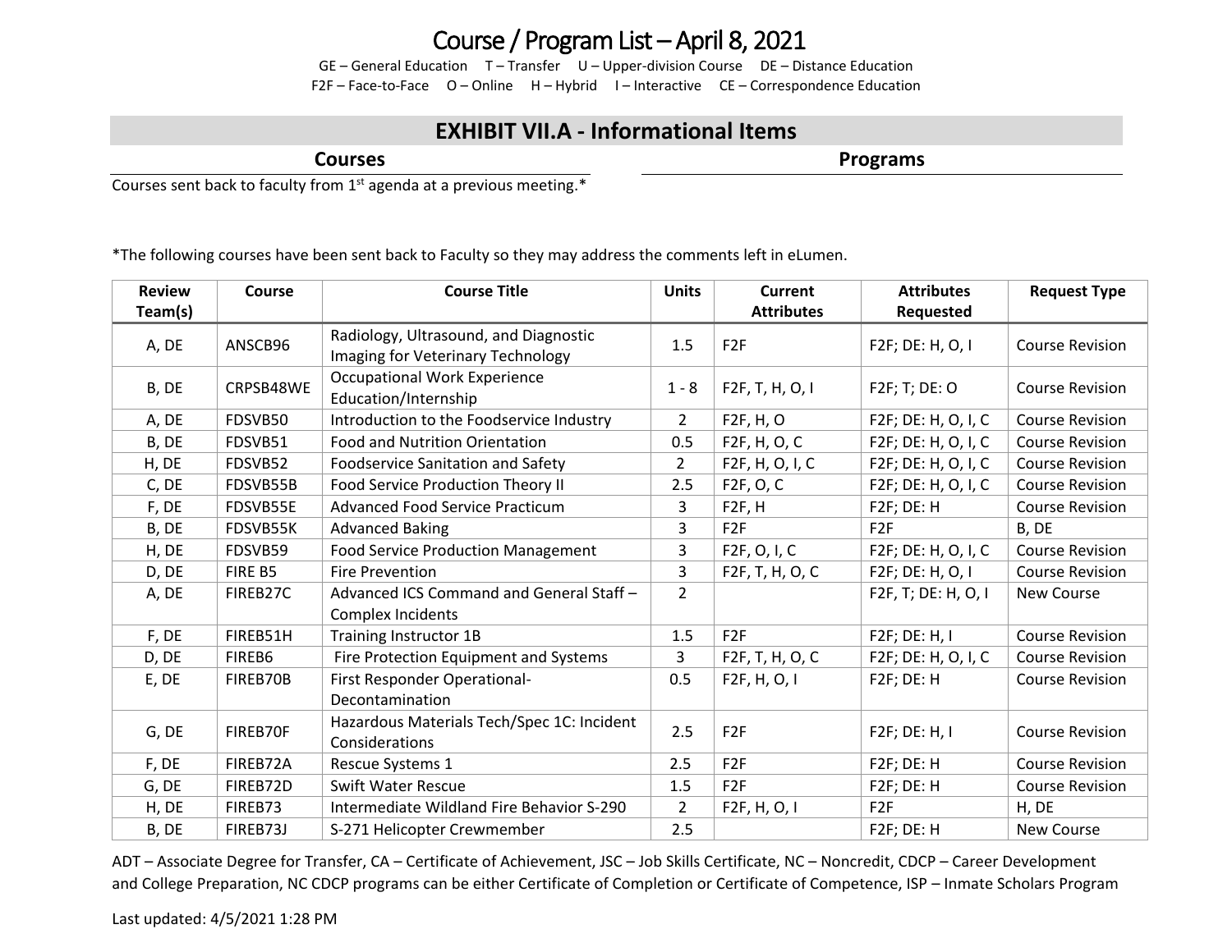# Course / Program List – April 8, 2021

GE – General Education T – Transfer U – Upper-division Course DE – Distance Education
F2F – Face-to-Face O – Online H – Hybrid I – Interactive CE – Correspondence Education

## EXHIBIT VII.A - Informational Items

### Courses

Courses sent back to faculty from 1st agenda at a previous meeting.*

### Programs

*The following courses have been sent back to Faculty so they may address the comments left in eLumen.

| Review Team(s) | Course | Course Title | Units | Current Attributes | Attributes Requested | Request Type |
|---|---|---|---|---|---|---|
| A, DE | ANSCB96 | Radiology, Ultrasound, and Diagnostic Imaging for Veterinary Technology | 1.5 | F2F | F2F; DE: H, O, I | Course Revision |
| B, DE | CRPSB48WE | Occupational Work Experience Education/Internship | 1 - 8 | F2F, T, H, O, I | F2F; T; DE: O | Course Revision |
| A, DE | FDSVB50 | Introduction to the Foodservice Industry | 2 | F2F, H, O | F2F; DE: H, O, I, C | Course Revision |
| B, DE | FDSVB51 | Food and Nutrition Orientation | 0.5 | F2F, H, O, C | F2F; DE: H, O, I, C | Course Revision |
| H, DE | FDSVB52 | Foodservice Sanitation and Safety | 2 | F2F, H, O, I, C | F2F; DE: H, O, I, C | Course Revision |
| C, DE | FDSVB55B | Food Service Production Theory II | 2.5 | F2F, O, C | F2F; DE: H, O, I, C | Course Revision |
| F, DE | FDSVB55E | Advanced Food Service Practicum | 3 | F2F, H | F2F; DE: H | Course Revision |
| B, DE | FDSVB55K | Advanced Baking | 3 | F2F | F2F | B, DE |
| H, DE | FDSVB59 | Food Service Production Management | 3 | F2F, O, I, C | F2F; DE: H, O, I, C | Course Revision |
| D, DE | FIRE B5 | Fire Prevention | 3 | F2F, T, H, O, C | F2F; DE: H, O, I | Course Revision |
| A, DE | FIREB27C | Advanced ICS Command and General Staff – Complex Incidents | 2 | | F2F, T; DE: H, O, I | New Course |
| F, DE | FIREB51H | Training Instructor 1B | 1.5 | F2F | F2F; DE: H, I | Course Revision |
| D, DE | FIREB6 | Fire Protection Equipment and Systems | 3 | F2F, T, H, O, C | F2F; DE: H, O, I, C | Course Revision |
| E, DE | FIREB70B | First Responder Operational-Decontamination | 0.5 | F2F, H, O, I | F2F; DE: H | Course Revision |
| G, DE | FIREB70F | Hazardous Materials Tech/Spec 1C: Incident Considerations | 2.5 | F2F | F2F; DE: H, I | Course Revision |
| F, DE | FIREB72A | Rescue Systems 1 | 2.5 | F2F | F2F; DE: H | Course Revision |
| G, DE | FIREB72D | Swift Water Rescue | 1.5 | F2F | F2F; DE: H | Course Revision |
| H, DE | FIREB73 | Intermediate Wildland Fire Behavior S-290 | 2 | F2F, H, O, I | F2F | H, DE |
| B, DE | FIREB73J | S-271 Helicopter Crewmember | 2.5 | | F2F; DE: H | New Course |

ADT – Associate Degree for Transfer, CA – Certificate of Achievement, JSC – Job Skills Certificate, NC – Noncredit, CDCP – Career Development and College Preparation, NC CDCP programs can be either Certificate of Completion or Certificate of Competence, ISP – Inmate Scholars Program

Last updated: 4/5/2021 1:28 PM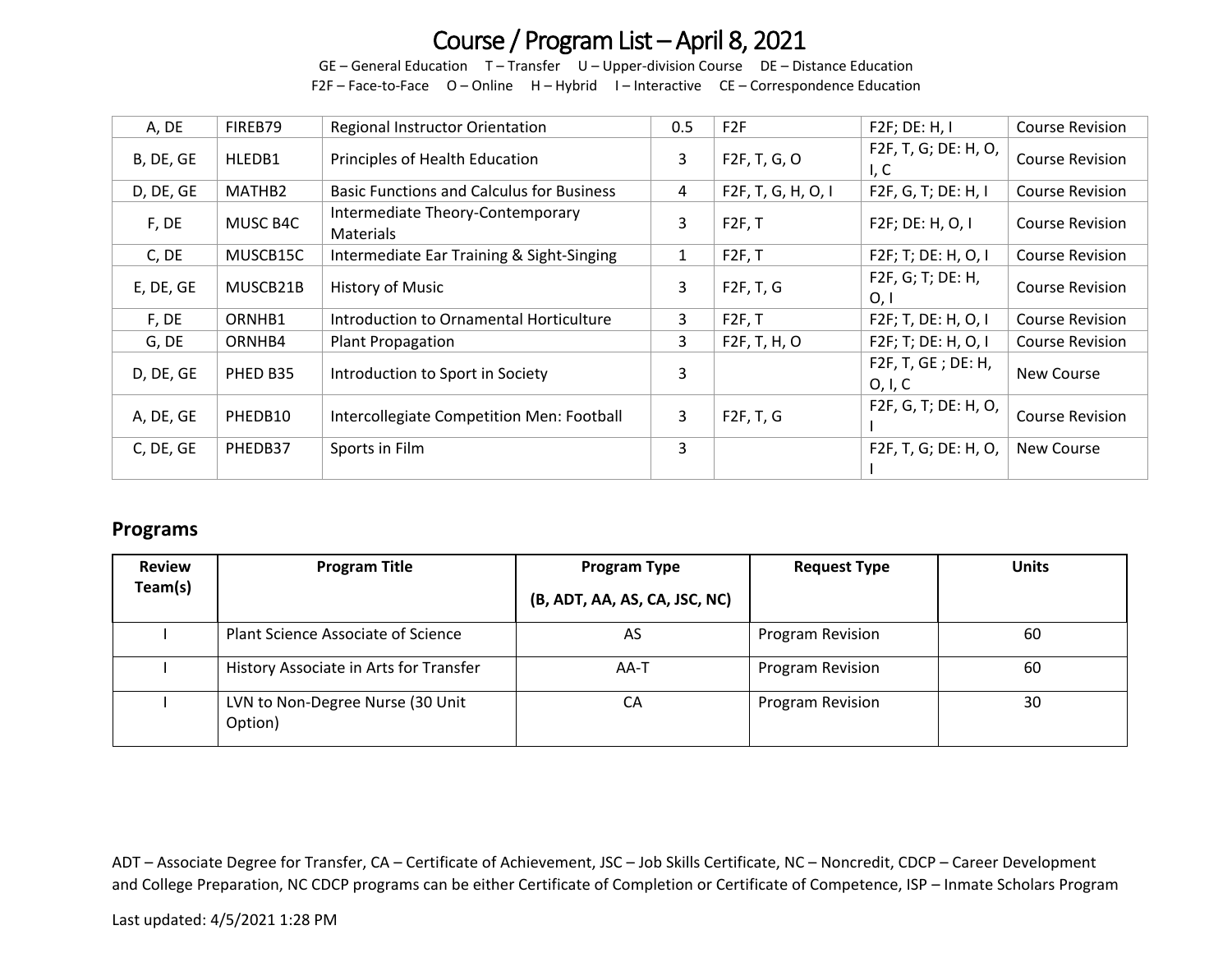# Course / Program List – April 8, 2021

GE – General Education T – Transfer U – Upper-division Course DE – Distance Education
F2F – Face-to-Face O – Online H – Hybrid I – Interactive CE – Correspondence Education

| | | | | | | |
|---|---|---|---|---|---|---|
| A, DE | FIREB79 | Regional Instructor Orientation | 0.5 | F2F | F2F; DE: H, I | Course Revision |
| B, DE, GE | HLEDB1 | Principles of Health Education | 3 | F2F, T, G, O | F2F, T, G; DE: H, O, I, C | Course Revision |
| D, DE, GE | MATHB2 | Basic Functions and Calculus for Business | 4 | F2F, T, G, H, O, I | F2F, G, T; DE: H, I | Course Revision |
| F, DE | MUSC B4C | Intermediate Theory-Contemporary Materials | 3 | F2F, T | F2F; DE: H, O, I | Course Revision |
| C, DE | MUSCB15C | Intermediate Ear Training & Sight-Singing | 1 | F2F, T | F2F; T; DE: H, O, I | Course Revision |
| E, DE, GE | MUSCB21B | History of Music | 3 | F2F, T, G | F2F, G; T; DE: H, O, I | Course Revision |
| F, DE | ORNHB1 | Introduction to Ornamental Horticulture | 3 | F2F, T | F2F; T, DE: H, O, I | Course Revision |
| G, DE | ORNHB4 | Plant Propagation | 3 | F2F, T, H, O | F2F; T; DE: H, O, I | Course Revision |
| D, DE, GE | PHED B35 | Introduction to Sport in Society | 3 | | F2F, T, GE ; DE: H, O, I, C | New Course |
| A, DE, GE | PHEDB10 | Intercollegiate Competition Men: Football | 3 | F2F, T, G | F2F, G, T; DE: H, O, I | Course Revision |
| C, DE, GE | PHEDB37 | Sports in Film | 3 | | F2F, T, G; DE: H, O, I | New Course |

## Programs

| Review Team(s) | Program Title | Program Type (B, ADT, AA, AS, CA, JSC, NC) | Request Type | Units |
|---|---|---|---|---|
| I | Plant Science Associate of Science | AS | Program Revision | 60 |
| I | History Associate in Arts for Transfer | AA-T | Program Revision | 60 |
| I | LVN to Non-Degree Nurse (30 Unit Option) | CA | Program Revision | 30 |

ADT – Associate Degree for Transfer, CA – Certificate of Achievement, JSC – Job Skills Certificate, NC – Noncredit, CDCP – Career Development and College Preparation, NC CDCP programs can be either Certificate of Completion or Certificate of Competence, ISP – Inmate Scholars Program

Last updated: 4/5/2021 1:28 PM